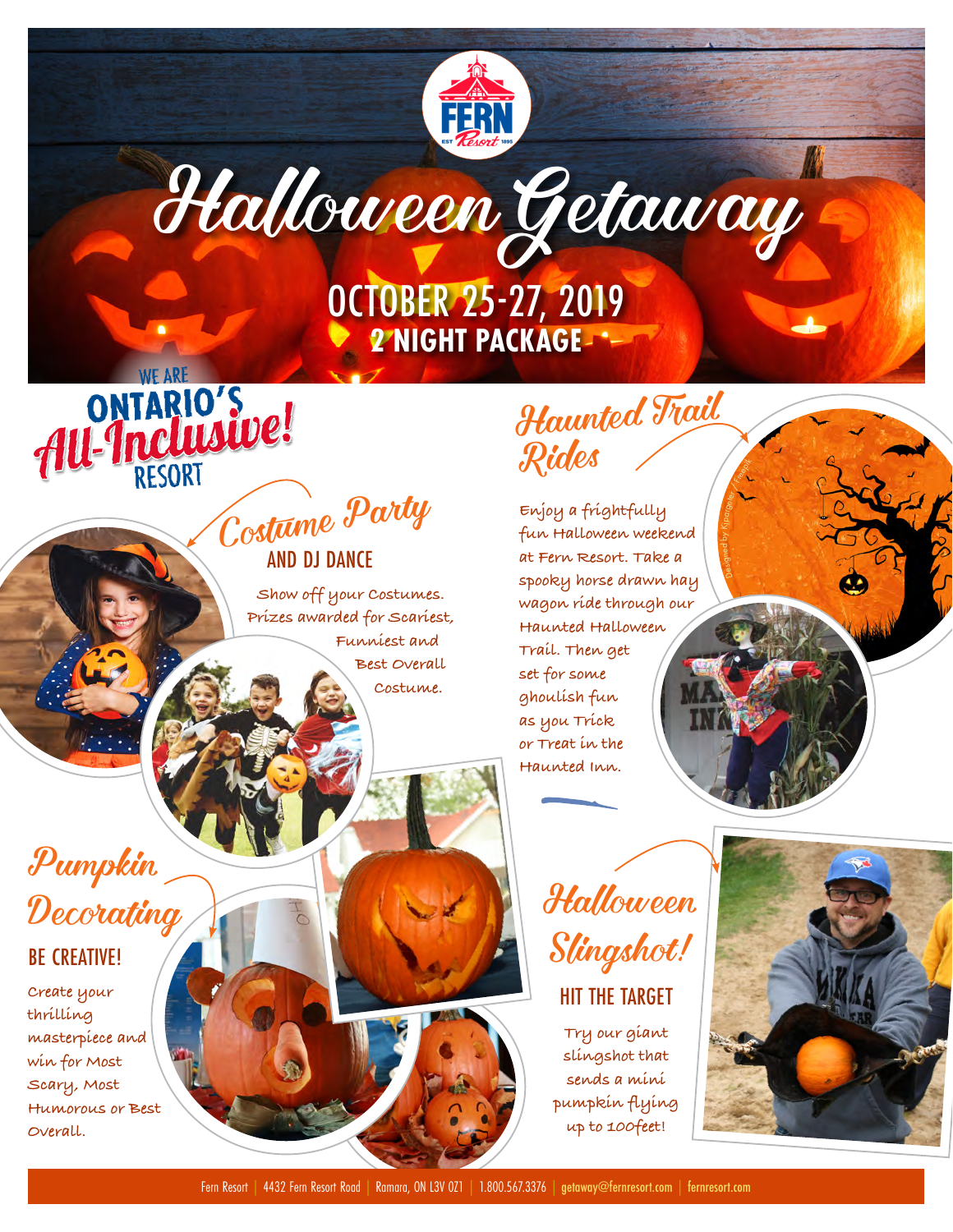FERN Resort EST 1895

# Halloween Getaway

## OCTOBER 25-27, 2019
### 2 NIGHT PACKAGE

WE ARE ONTARIO'S *All-Inclusive!* RESORT

## Costume Party
### AND DJ DANCE

Show off your costumes. Prizes awarded for Scariest, Funniest and Best Overall Costume.

## Haunted Trail Rides

Enjoy a frightfully fun Halloween weekend at Fern Resort. Take a spooky horse drawn hay wagon ride through our Haunted Halloween Trail. Then get set for some ghoulish fun as you Trick or Treat in the Haunted Inn.

Designed by Kjpargeter / Freepik

## Pumpkin Decorating
### BE CREATIVE!

Create your thrilling masterpiece and win for Most Scary, Most Humorous or Best Overall.

## Halloween Slingshot!
### HIT THE TARGET

Try our giant slingshot that sends a mini pumpkin flying up to 100feet!

Fern Resort | 4432 Fern Resort Road | Ramara, ON L3V 0Z1 | 1.800.567.3376 | getaway@fernresort.com | fernresort.com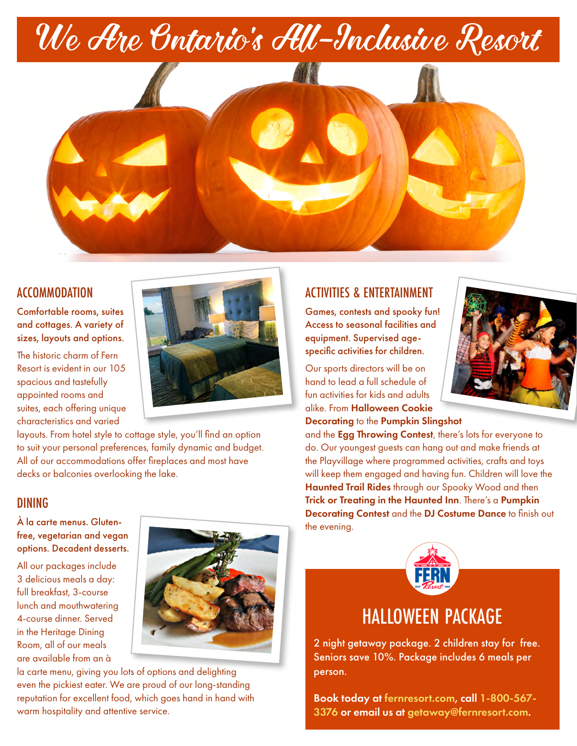# We Are Ontario's All-Inclusive Resort

## ACCOMMODATION

**Comfortable rooms, suites and cottages. A variety of sizes, layouts and options.**

The historic charm of Fern Resort is evident in our 105 spacious and tastefully appointed rooms and suites, each offering unique characteristics and varied layouts. From hotel style to cottage style, you'll find an option to suit your personal preferences, family dynamic and budget. All of our accommodations offer fireplaces and most have decks or balconies overlooking the lake.

## DINING

**À la carte menus. Gluten-free, vegetarian and vegan options. Decadent desserts.**

All our packages include 3 delicious meals a day: full breakfast, 3-course lunch and mouthwatering 4-course dinner. Served in the Heritage Dining Room, all of our meals are available from an à la carte menu, giving you lots of options and delighting even the pickiest eater. We are proud of our long-standing reputation for excellent food, which goes hand in hand with warm hospitality and attentive service.

## ACTIVITIES & ENTERTAINMENT

**Games, contests and spooky fun! Access to seasonal facilities and equipment. Supervised age-specific activities for children.**

Our sports directors will be on hand to lead a full schedule of fun activities for kids and adults alike. From **Halloween Cookie Decorating** to the **Pumpkin Slingshot** and the **Egg Throwing Contest**, there's lots for everyone to do. Our youngest guests can hang out and make friends at the Playvillage where programmed activities, crafts and toys will keep them engaged and having fun. Children will love the **Haunted Trail Rides** through our Spooky Wood and then **Trick or Treating in the Haunted Inn**. There's a **Pumpkin Decorating Contest** and the **DJ Costume Dance** to finish out the evening.

## HALLOWEEN PACKAGE

2 night getaway package. 2 children stay for free. Seniors save 10%. Package includes 6 meals per person.

**Book today at fernresort.com, call 1-800-567-3376 or email us at getaway@fernresort.com.**